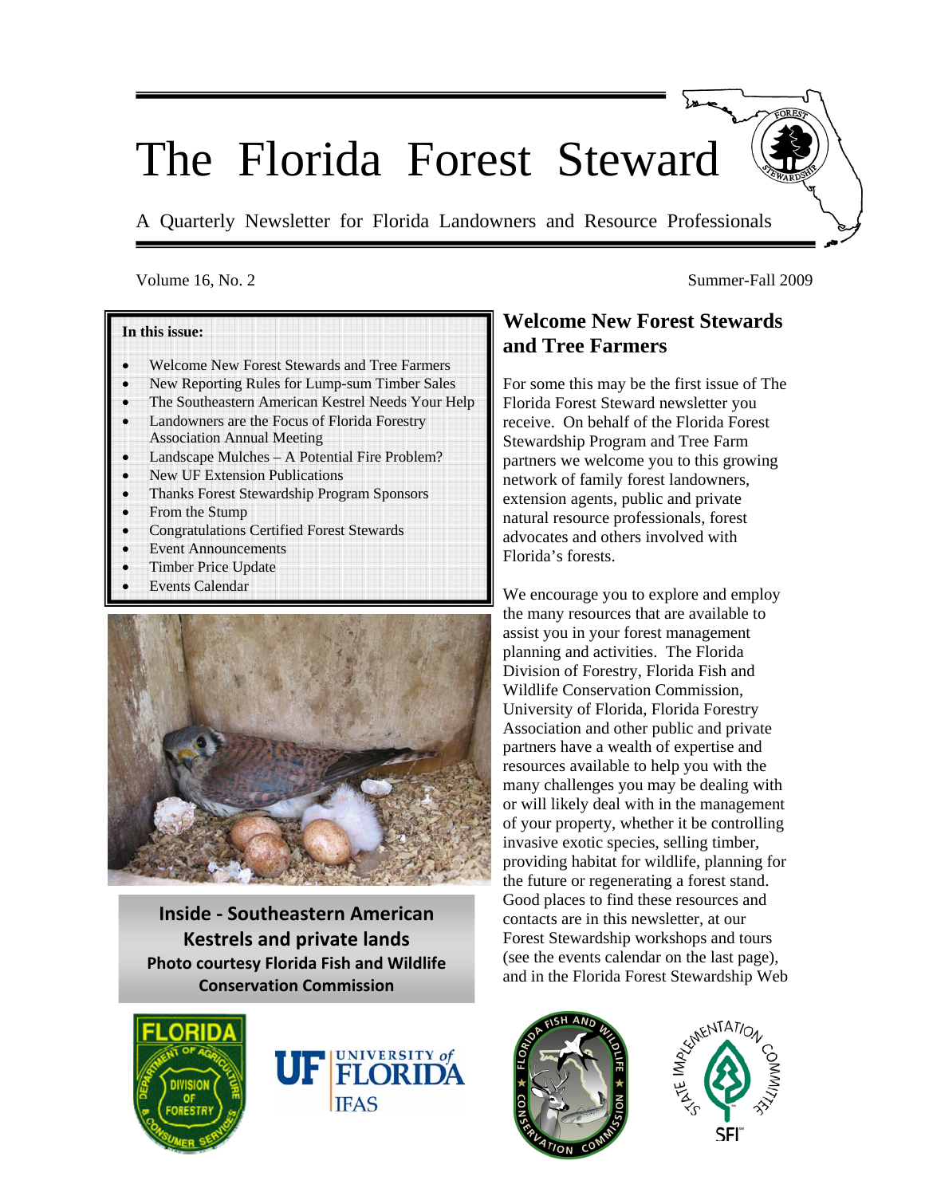# The Florida Forest Steward

A Quarterly Newsletter for Florida Landowners and Resource Professionals

Volume 16, No. 2 Summer-Fall 2009

**In this issue:**

- Welcome New Forest Stewards and Tree Farmers
- New Reporting Rules for Lump-sum Timber Sales
- The Southeastern American Kestrel Needs Your Help
- Landowners are the Focus of Florida Forestry Association Annual Meeting
- Landscape Mulches – A Potential Fire Problem?
- New UF Extension Publications
- Thanks Forest Stewardship Program Sponsors
- From the Stump
- Congratulations Certified Forest Stewards
- Event Announcements
- Timber Price Update
- Events Calendar

**Inside - Southeastern American Kestrels and private lands**
**Photo courtesy Florida Fish and Wildlife Conservation Commission**

## Welcome New Forest Stewards and Tree Farmers

For some this may be the first issue of The Florida Forest Steward newsletter you receive. On behalf of the Florida Forest Stewardship Program and Tree Farm partners we welcome you to this growing network of family forest landowners, extension agents, public and private natural resource professionals, forest advocates and others involved with Florida's forests.

We encourage you to explore and employ the many resources that are available to assist you in your forest management planning and activities. The Florida Division of Forestry, Florida Fish and Wildlife Conservation Commission, University of Florida, Florida Forestry Association and other public and private partners have a wealth of expertise and resources available to help you with the many challenges you may be dealing with or will likely deal with in the management of your property, whether it be controlling invasive exotic species, selling timber, providing habitat for wildlife, planning for the future or regenerating a forest stand. Good places to find these resources and contacts are in this newsletter, at our Forest Stewardship workshops and tours (see the events calendar on the last page), and in the Florida Forest Stewardship Web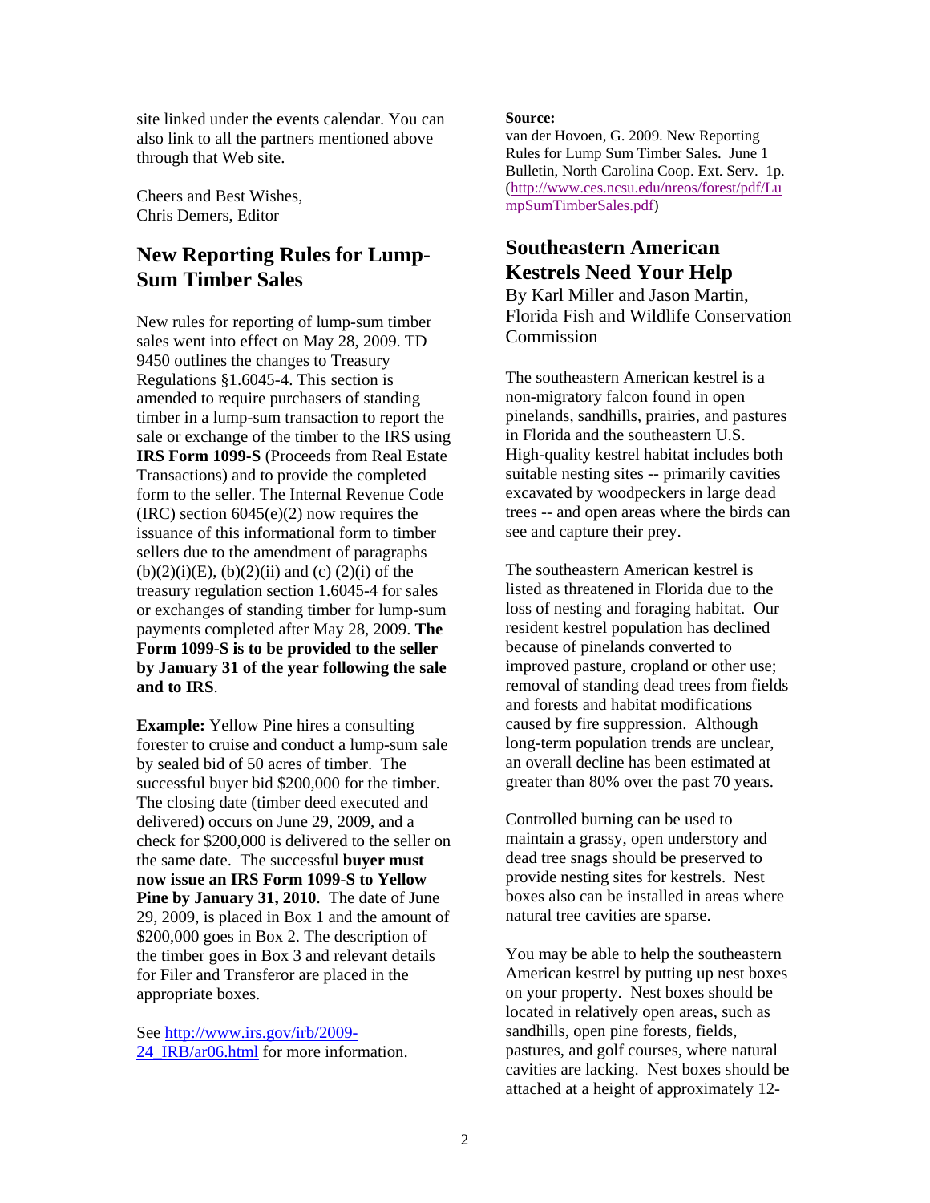site linked under the events calendar. You can also link to all the partners mentioned above through that Web site.

Cheers and Best Wishes,
Chris Demers, Editor

## New Reporting Rules for Lump-Sum Timber Sales

New rules for reporting of lump-sum timber sales went into effect on May 28, 2009. TD 9450 outlines the changes to Treasury Regulations §1.6045-4. This section is amended to require purchasers of standing timber in a lump-sum transaction to report the sale or exchange of the timber to the IRS using **IRS Form 1099-S** (Proceeds from Real Estate Transactions) and to provide the completed form to the seller. The Internal Revenue Code (IRC) section 6045(e)(2) now requires the issuance of this informational form to timber sellers due to the amendment of paragraphs (b)(2)(i)(E), (b)(2)(ii) and (c) (2)(i) of the treasury regulation section 1.6045-4 for sales or exchanges of standing timber for lump-sum payments completed after May 28, 2009. **The Form 1099-S is to be provided to the seller by January 31 of the year following the sale and to IRS**.

**Example:** Yellow Pine hires a consulting forester to cruise and conduct a lump-sum sale by sealed bid of 50 acres of timber. The successful buyer bid $200,000 for the timber. The closing date (timber deed executed and delivered) occurs on June 29, 2009, and a check for $200,000 is delivered to the seller on the same date. The successful **buyer must now issue an IRS Form 1099-S to Yellow Pine by January 31, 2010**. The date of June 29, 2009, is placed in Box 1 and the amount of $200,000 goes in Box 2. The description of the timber goes in Box 3 and relevant details for Filer and Transferor are placed in the appropriate boxes.

See http://www.irs.gov/irb/2009-24_IRB/ar06.html for more information.

**Source:**
van der Hovoen, G. 2009. New Reporting Rules for Lump Sum Timber Sales. June 1 Bulletin, North Carolina Coop. Ext. Serv. 1p. (http://www.ces.ncsu.edu/nreos/forest/pdf/LumpSumTimberSales.pdf)

## Southeastern American Kestrels Need Your Help

By Karl Miller and Jason Martin, Florida Fish and Wildlife Conservation Commission

The southeastern American kestrel is a non-migratory falcon found in open pinelands, sandhills, prairies, and pastures in Florida and the southeastern U.S. High-quality kestrel habitat includes both suitable nesting sites -- primarily cavities excavated by woodpeckers in large dead trees -- and open areas where the birds can see and capture their prey.

The southeastern American kestrel is listed as threatened in Florida due to the loss of nesting and foraging habitat. Our resident kestrel population has declined because of pinelands converted to improved pasture, cropland or other use; removal of standing dead trees from fields and forests and habitat modifications caused by fire suppression. Although long-term population trends are unclear, an overall decline has been estimated at greater than 80% over the past 70 years.

Controlled burning can be used to maintain a grassy, open understory and dead tree snags should be preserved to provide nesting sites for kestrels. Nest boxes also can be installed in areas where natural tree cavities are sparse.

You may be able to help the southeastern American kestrel by putting up nest boxes on your property. Nest boxes should be located in relatively open areas, such as sandhills, open pine forests, fields, pastures, and golf courses, where natural cavities are lacking. Nest boxes should be attached at a height of approximately 12-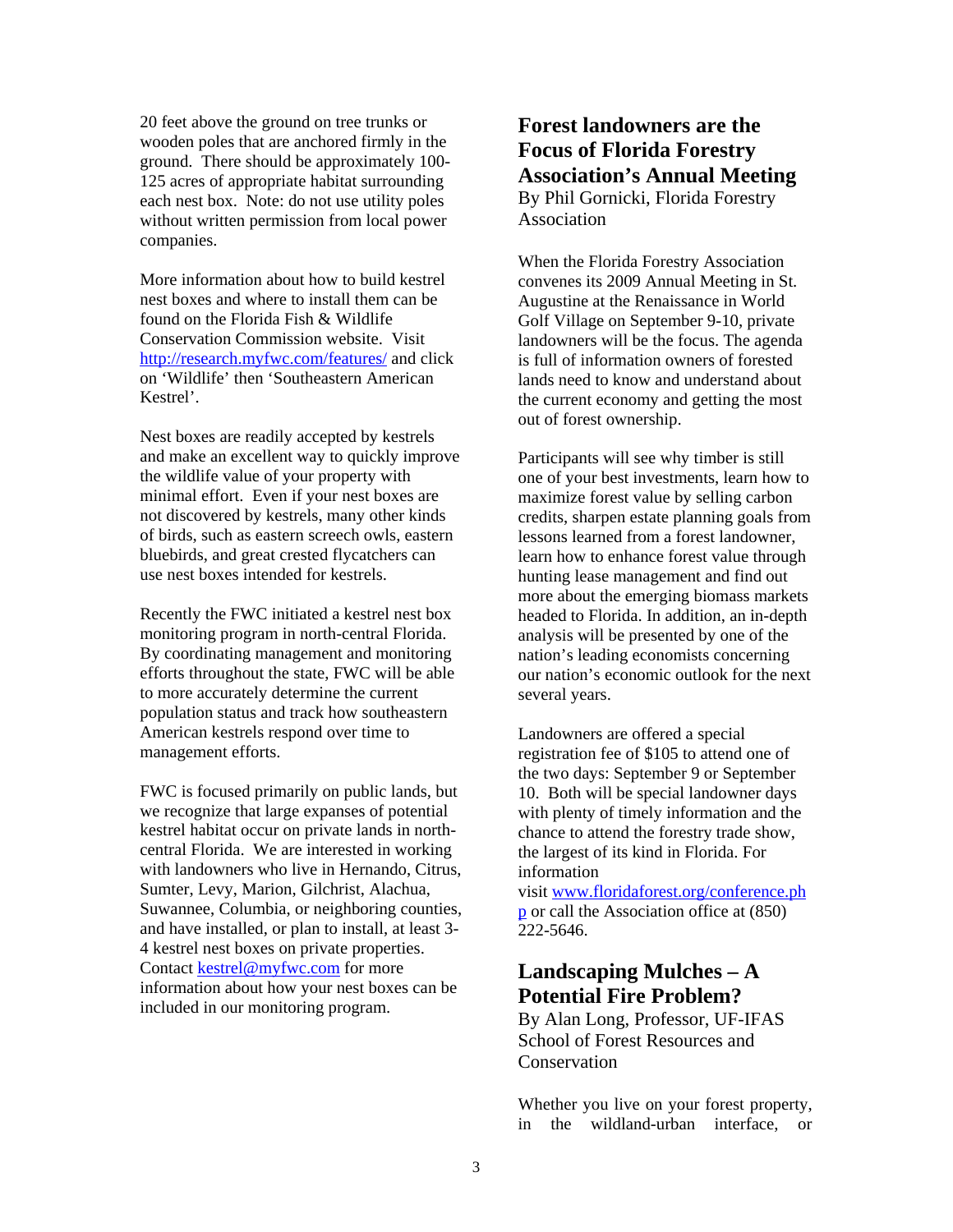20 feet above the ground on tree trunks or wooden poles that are anchored firmly in the ground. There should be approximately 100-125 acres of appropriate habitat surrounding each nest box. Note: do not use utility poles without written permission from local power companies.

More information about how to build kestrel nest boxes and where to install them can be found on the Florida Fish & Wildlife Conservation Commission website. Visit http://research.myfwc.com/features/ and click on 'Wildlife' then 'Southeastern American Kestrel'.

Nest boxes are readily accepted by kestrels and make an excellent way to quickly improve the wildlife value of your property with minimal effort. Even if your nest boxes are not discovered by kestrels, many other kinds of birds, such as eastern screech owls, eastern bluebirds, and great crested flycatchers can use nest boxes intended for kestrels.

Recently the FWC initiated a kestrel nest box monitoring program in north-central Florida. By coordinating management and monitoring efforts throughout the state, FWC will be able to more accurately determine the current population status and track how southeastern American kestrels respond over time to management efforts.

FWC is focused primarily on public lands, but we recognize that large expanses of potential kestrel habitat occur on private lands in north-central Florida. We are interested in working with landowners who live in Hernando, Citrus, Sumter, Levy, Marion, Gilchrist, Alachua, Suwannee, Columbia, or neighboring counties, and have installed, or plan to install, at least 3-4 kestrel nest boxes on private properties. Contact kestrel@myfwc.com for more information about how your nest boxes can be included in our monitoring program.

## Forest landowners are the Focus of Florida Forestry Association's Annual Meeting

By Phil Gornicki, Florida Forestry Association

When the Florida Forestry Association convenes its 2009 Annual Meeting in St. Augustine at the Renaissance in World Golf Village on September 9-10, private landowners will be the focus. The agenda is full of information owners of forested lands need to know and understand about the current economy and getting the most out of forest ownership.

Participants will see why timber is still one of your best investments, learn how to maximize forest value by selling carbon credits, sharpen estate planning goals from lessons learned from a forest landowner, learn how to enhance forest value through hunting lease management and find out more about the emerging biomass markets headed to Florida. In addition, an in-depth analysis will be presented by one of the nation's leading economists concerning our nation's economic outlook for the next several years.

Landowners are offered a special registration fee of $105 to attend one of the two days: September 9 or September 10. Both will be special landowner days with plenty of timely information and the chance to attend the forestry trade show, the largest of its kind in Florida. For information visit www.floridaforest.org/conference.php or call the Association office at (850) 222-5646.

## Landscaping Mulches – A Potential Fire Problem?

By Alan Long, Professor, UF-IFAS School of Forest Resources and Conservation

Whether you live on your forest property, in the wildland-urban interface, or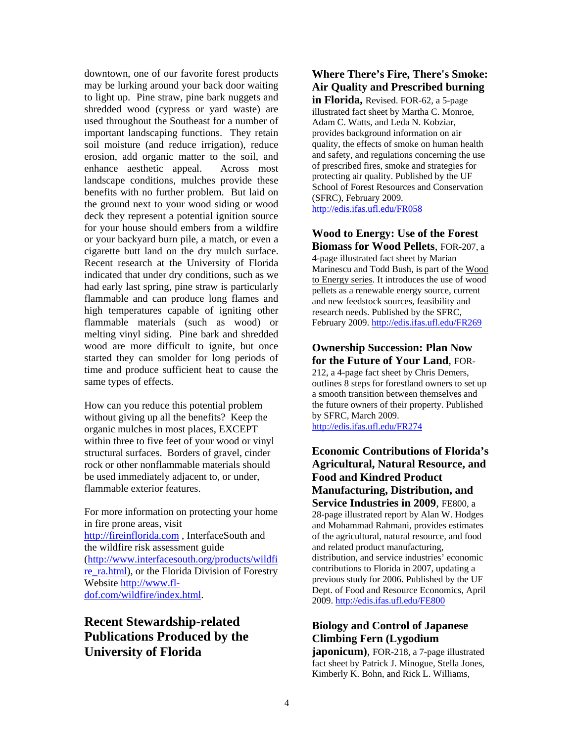downtown, one of our favorite forest products may be lurking around your back door waiting to light up. Pine straw, pine bark nuggets and shredded wood (cypress or yard waste) are used throughout the Southeast for a number of important landscaping functions. They retain soil moisture (and reduce irrigation), reduce erosion, add organic matter to the soil, and enhance aesthetic appeal. Across most landscape conditions, mulches provide these benefits with no further problem. But laid on the ground next to your wood siding or wood deck they represent a potential ignition source for your house should embers from a wildfire or your backyard burn pile, a match, or even a cigarette butt land on the dry mulch surface. Recent research at the University of Florida indicated that under dry conditions, such as we had early last spring, pine straw is particularly flammable and can produce long flames and high temperatures capable of igniting other flammable materials (such as wood) or melting vinyl siding. Pine bark and shredded wood are more difficult to ignite, but once started they can smolder for long periods of time and produce sufficient heat to cause the same types of effects.

How can you reduce this potential problem without giving up all the benefits? Keep the organic mulches in most places, EXCEPT within three to five feet of your wood or vinyl structural surfaces. Borders of gravel, cinder rock or other nonflammable materials should be used immediately adjacent to, or under, flammable exterior features.

For more information on protecting your home in fire prone areas, visit http://fireinflorida.com , InterfaceSouth and the wildfire risk assessment guide (http://www.interfacesouth.org/products/wildfire_ra.html), or the Florida Division of Forestry Website http://www.fl-dof.com/wildfire/index.html.

## Recent Stewardship-related Publications Produced by the University of Florida

**Where There's Fire, There's Smoke: Air Quality and Prescribed burning in Florida,** Revised. FOR-62, a 5-page illustrated fact sheet by Martha C. Monroe, Adam C. Watts, and Leda N. Kobziar, provides background information on air quality, the effects of smoke on human health and safety, and regulations concerning the use of prescribed fires, smoke and strategies for protecting air quality. Published by the UF School of Forest Resources and Conservation (SFRC), February 2009. http://edis.ifas.ufl.edu/FR058

**Wood to Energy: Use of the Forest Biomass for Wood Pellets**, FOR-207, a 4-page illustrated fact sheet by Marian Marinescu and Todd Bush, is part of the Wood to Energy series. It introduces the use of wood pellets as a renewable energy source, current and new feedstock sources, feasibility and research needs. Published by the SFRC, February 2009. http://edis.ifas.ufl.edu/FR269

**Ownership Succession: Plan Now for the Future of Your Land**, FOR-212, a 4-page fact sheet by Chris Demers, outlines 8 steps for forestland owners to set up a smooth transition between themselves and the future owners of their property. Published by SFRC, March 2009. http://edis.ifas.ufl.edu/FR274

**Economic Contributions of Florida's Agricultural, Natural Resource, and Food and Kindred Product Manufacturing, Distribution, and Service Industries in 2009**, FE800, a 28-page illustrated report by Alan W. Hodges and Mohammad Rahmani, provides estimates of the agricultural, natural resource, and food and related product manufacturing, distribution, and service industries' economic contributions to Florida in 2007, updating a previous study for 2006. Published by the UF Dept. of Food and Resource Economics, April 2009. http://edis.ifas.ufl.edu/FE800

**Biology and Control of Japanese Climbing Fern (Lygodium japonicum)**, FOR-218, a 7-page illustrated fact sheet by Patrick J. Minogue, Stella Jones, Kimberly K. Bohn, and Rick L. Williams,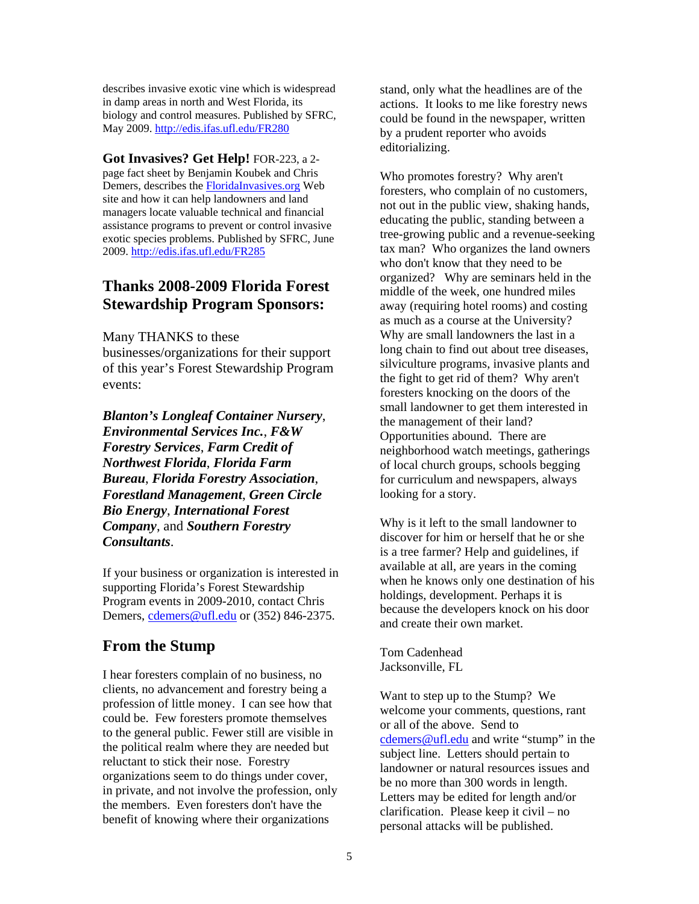describes invasive exotic vine which is widespread in damp areas in north and West Florida, its biology and control measures. Published by SFRC, May 2009. http://edis.ifas.ufl.edu/FR280

**Got Invasives? Get Help!** FOR-223, a 2-page fact sheet by Benjamin Koubek and Chris Demers, describes the FloridaInvasives.org Web site and how it can help landowners and land managers locate valuable technical and financial assistance programs to prevent or control invasive exotic species problems. Published by SFRC, June 2009. http://edis.ifas.ufl.edu/FR285

## Thanks 2008-2009 Florida Forest Stewardship Program Sponsors:

Many THANKS to these businesses/organizations for their support of this year's Forest Stewardship Program events:

***Blanton's Longleaf Container Nursery***, ***Environmental Services Inc.***, ***F&W Forestry Services***, ***Farm Credit of Northwest Florida***, ***Florida Farm Bureau***, ***Florida Forestry Association***, ***Forestland Management***, ***Green Circle Bio Energy***, ***International Forest Company***, and ***Southern Forestry Consultants***.

If your business or organization is interested in supporting Florida's Forest Stewardship Program events in 2009-2010, contact Chris Demers, cdemers@ufl.edu or (352) 846-2375.

## From the Stump

I hear foresters complain of no business, no clients, no advancement and forestry being a profession of little money. I can see how that could be. Few foresters promote themselves to the general public. Fewer still are visible in the political realm where they are needed but reluctant to stick their nose. Forestry organizations seem to do things under cover, in private, and not involve the profession, only the members. Even foresters don't have the benefit of knowing where their organizations stand, only what the headlines are of the actions. It looks to me like forestry news could be found in the newspaper, written by a prudent reporter who avoids editorializing.

Who promotes forestry? Why aren't foresters, who complain of no customers, not out in the public view, shaking hands, educating the public, standing between a tree-growing public and a revenue-seeking tax man? Who organizes the land owners who don't know that they need to be organized? Why are seminars held in the middle of the week, one hundred miles away (requiring hotel rooms) and costing as much as a course at the University? Why are small landowners the last in a long chain to find out about tree diseases, silviculture programs, invasive plants and the fight to get rid of them? Why aren't foresters knocking on the doors of the small landowner to get them interested in the management of their land? Opportunities abound. There are neighborhood watch meetings, gatherings of local church groups, schools begging for curriculum and newspapers, always looking for a story.

Why is it left to the small landowner to discover for him or herself that he or she is a tree farmer? Help and guidelines, if available at all, are years in the coming when he knows only one destination of his holdings, development. Perhaps it is because the developers knock on his door and create their own market.

Tom Cadenhead
Jacksonville, FL

Want to step up to the Stump? We welcome your comments, questions, rant or all of the above. Send to cdemers@ufl.edu and write "stump" in the subject line. Letters should pertain to landowner or natural resources issues and be no more than 300 words in length. Letters may be edited for length and/or clarification. Please keep it civil – no personal attacks will be published.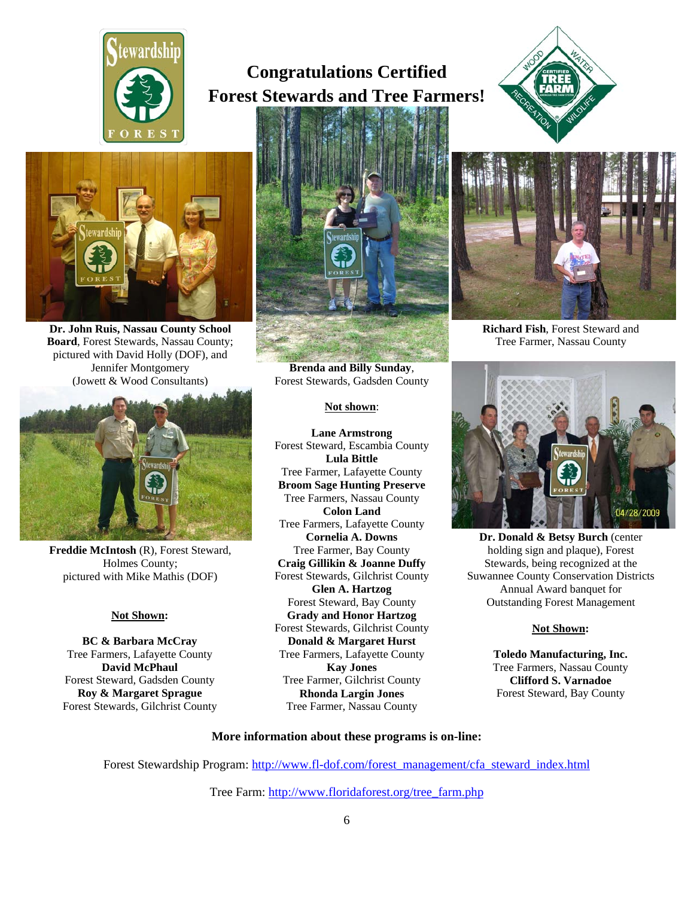# Congratulations Certified Forest Stewards and Tree Farmers!

**Dr. John Ruis, Nassau County School Board**, Forest Stewards, Nassau County; pictured with David Holly (DOF), and Jennifer Montgomery (Jowett & Wood Consultants)

**Freddie McIntosh** (R), Forest Steward, Holmes County; pictured with Mike Mathis (DOF)

**Not Shown:**

**BC & Barbara McCray**
Tree Farmers, Lafayette County
**David McPhaul**
Forest Steward, Gadsden County
**Roy & Margaret Sprague**
Forest Stewards, Gilchrist County

**Brenda and Billy Sunday**, Forest Stewards, Gadsden County

**Not shown**:

**Lane Armstrong**
Forest Steward, Escambia County
**Lula Bittle**
Tree Farmer, Lafayette County
**Broom Sage Hunting Preserve**
Tree Farmers, Nassau County
**Colon Land**
Tree Farmers, Lafayette County
**Cornelia A. Downs**
Tree Farmer, Bay County
**Craig Gillikin & Joanne Duffy**
Forest Stewards, Gilchrist County
**Glen A. Hartzog**
Forest Steward, Bay County
**Grady and Honor Hartzog**
Forest Stewards, Gilchrist County
**Donald & Margaret Hurst**
Tree Farmers, Lafayette County
**Kay Jones**
Tree Farmer, Gilchrist County
**Rhonda Largin Jones**
Tree Farmer, Nassau County

**Richard Fish**, Forest Steward and Tree Farmer, Nassau County

**Dr. Donald & Betsy Burch** (center holding sign and plaque), Forest Stewards, being recognized at the Suwannee County Conservation Districts Annual Award banquet for Outstanding Forest Management

**Not Shown:**

**Toledo Manufacturing, Inc.**
Tree Farmers, Nassau County
**Clifford S. Varnadoe**
Forest Steward, Bay County

**More information about these programs is on-line:**

Forest Stewardship Program: http://www.fl-dof.com/forest_management/cfa_steward_index.html

Tree Farm: http://www.floridaforest.org/tree_farm.php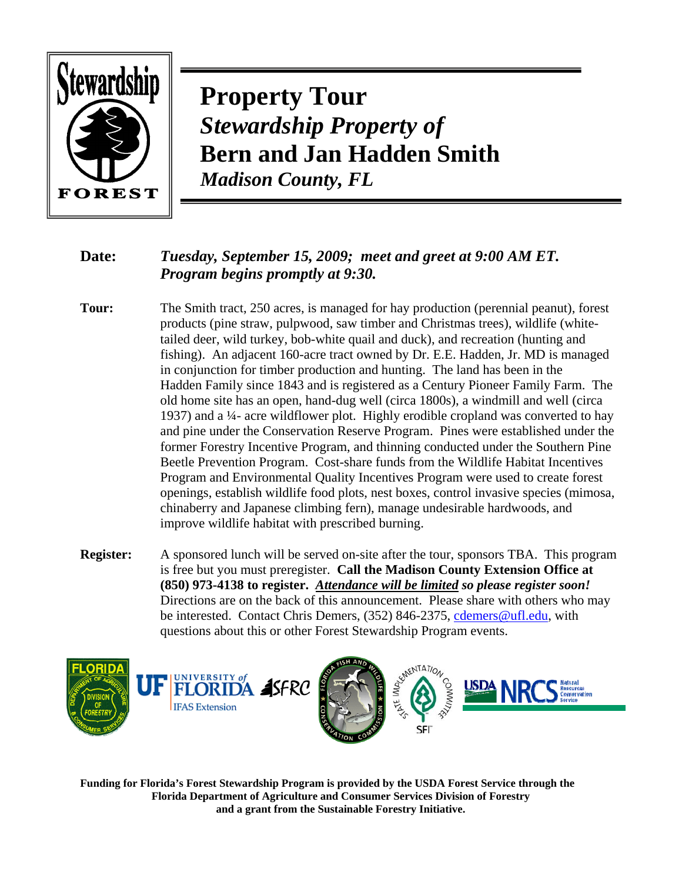# Property Tour

## *Stewardship Property of*

## Bern and Jan Hadden Smith

### *Madison County, FL*

**Date:** ***Tuesday, September 15, 2009; meet and greet at 9:00 AM ET. Program begins promptly at 9:30.***

**Tour:** The Smith tract, 250 acres, is managed for hay production (perennial peanut), forest products (pine straw, pulpwood, saw timber and Christmas trees), wildlife (white-tailed deer, wild turkey, bob-white quail and duck), and recreation (hunting and fishing). An adjacent 160-acre tract owned by Dr. E.E. Hadden, Jr. MD is managed in conjunction for timber production and hunting. The land has been in the Hadden Family since 1843 and is registered as a Century Pioneer Family Farm. The old home site has an open, hand-dug well (circa 1800s), a windmill and well (circa 1937) and a ¼- acre wildflower plot. Highly erodible cropland was converted to hay and pine under the Conservation Reserve Program. Pines were established under the former Forestry Incentive Program, and thinning conducted under the Southern Pine Beetle Prevention Program. Cost-share funds from the Wildlife Habitat Incentives Program and Environmental Quality Incentives Program were used to create forest openings, establish wildlife food plots, nest boxes, control invasive species (mimosa, chinaberry and Japanese climbing fern), manage undesirable hardwoods, and improve wildlife habitat with prescribed burning.

**Register:** A sponsored lunch will be served on-site after the tour, sponsors TBA. This program is free but you must preregister. **Call the Madison County Extension Office at (850) 973-4138 to register.** ***Attendance will be limited so please register soon!*** Directions are on the back of this announcement. Please share with others who may be interested. Contact Chris Demers, (352) 846-2375, cdemers@ufl.edu, with questions about this or other Forest Stewardship Program events.

**Funding for Florida's Forest Stewardship Program is provided by the USDA Forest Service through the Florida Department of Agriculture and Consumer Services Division of Forestry and a grant from the Sustainable Forestry Initiative.**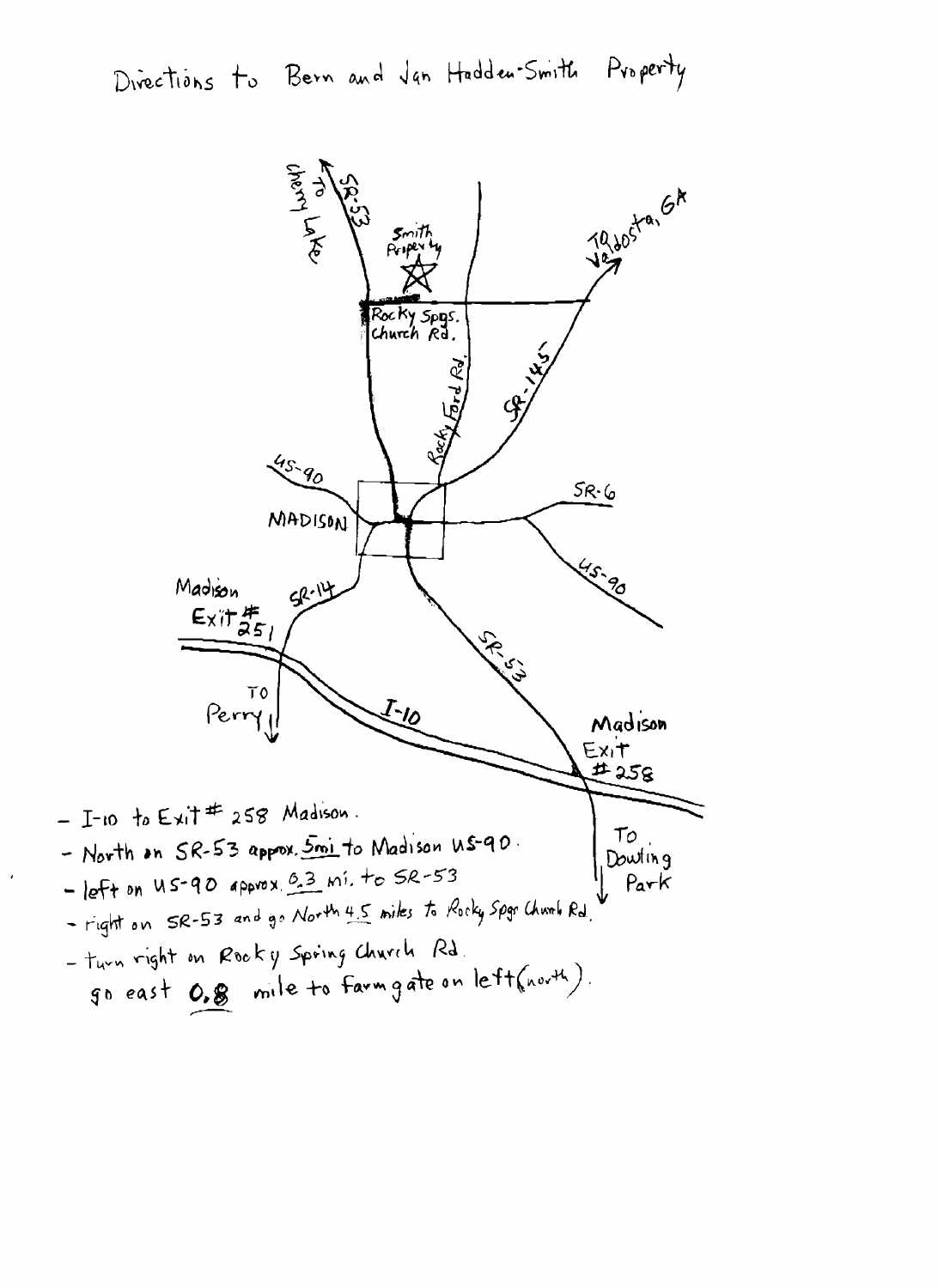# Directions to Bern and Jan Hadden-Smith Property

To Cherry Lake

SR-53

Smith Property

To Valdosta, GA

Rocky Spgs. Church Rd.

Rocky Ford Rd.

SR-145

US-90

SR-6

MADISON

US-90

Madison Exit #251

SR-14

SR-53

TO Perry

I-10

Madison Exit #258

To Dowling Park

- I-10 to Exit # 258 Madison.
- North on SR-53 approx. 5mi to Madison US-90.
- left on US-90 approx. 0.3 mi. to SR-53
- right on SR-53 and go North 4.5 miles to Rocky Spgs Church Rd.
- turn right on Rocky Spring Church Rd. go east 0.8 mile to farm gate on left (north).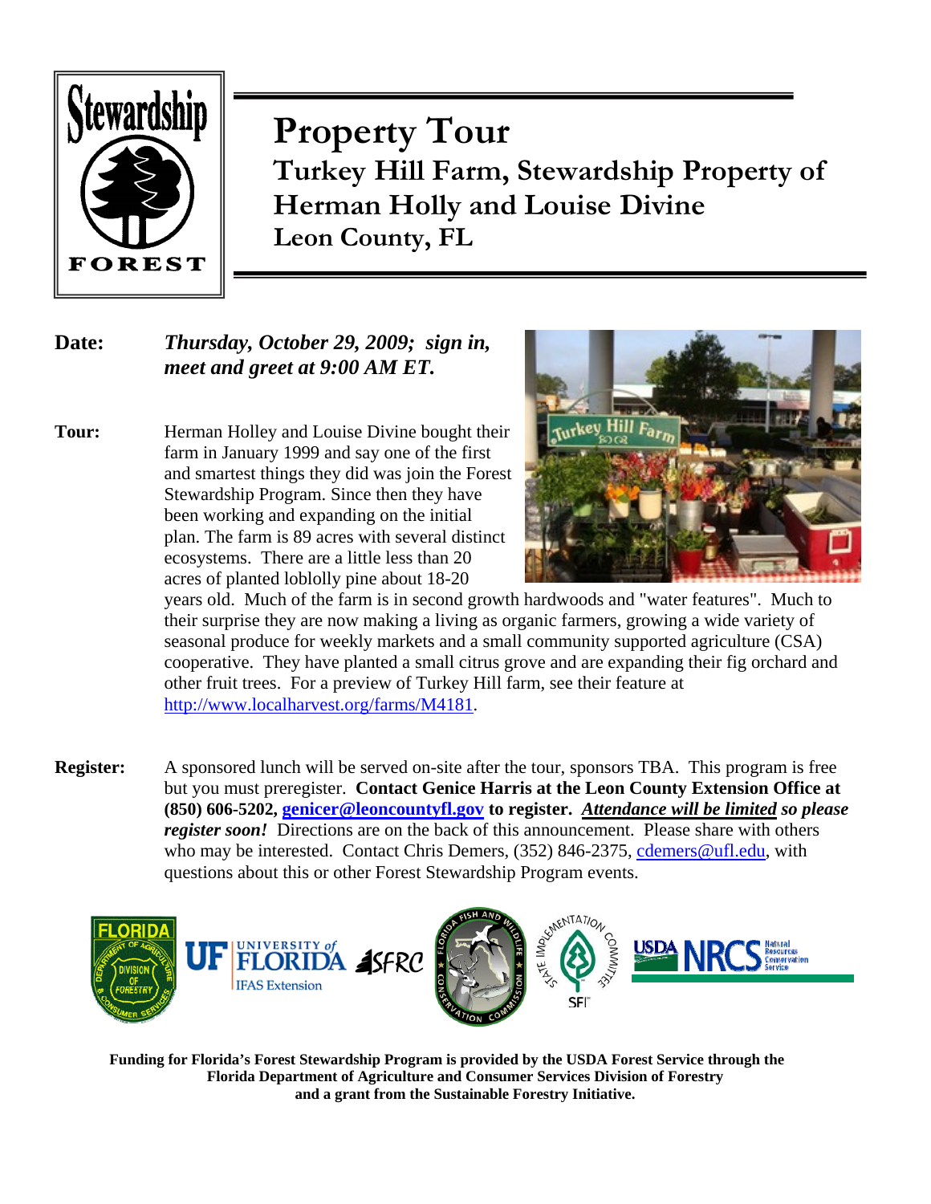Stewardship

FOREST

# Property Tour

## Turkey Hill Farm, Stewardship Property of Herman Holly and Louise Divine

### Leon County, FL

**Date:** ***Thursday, October 29, 2009; sign in, meet and greet at 9:00 AM ET.***

**Tour:** Herman Holley and Louise Divine bought their farm in January 1999 and say one of the first and smartest things they did was join the Forest Stewardship Program. Since then they have been working and expanding on the initial plan. The farm is 89 acres with several distinct ecosystems. There are a little less than 20 acres of planted loblolly pine about 18-20 years old. Much of the farm is in second growth hardwoods and "water features". Much to their surprise they are now making a living as organic farmers, growing a wide variety of seasonal produce for weekly markets and a small community supported agriculture (CSA) cooperative. They have planted a small citrus grove and are expanding their fig orchard and other fruit trees. For a preview of Turkey Hill farm, see their feature at http://www.localharvest.org/farms/M4181.

**Register:** A sponsored lunch will be served on-site after the tour, sponsors TBA. This program is free but you must preregister. **Contact Genice Harris at the Leon County Extension Office at (850) 606-5202, genicer@leoncountyfl.gov to register.** ***Attendance will be limited so please register soon!*** Directions are on the back of this announcement. Please share with others who may be interested. Contact Chris Demers, (352) 846-2375, cdemers@ufl.edu, with questions about this or other Forest Stewardship Program events.

**Funding for Florida's Forest Stewardship Program is provided by the USDA Forest Service through the Florida Department of Agriculture and Consumer Services Division of Forestry and a grant from the Sustainable Forestry Initiative.**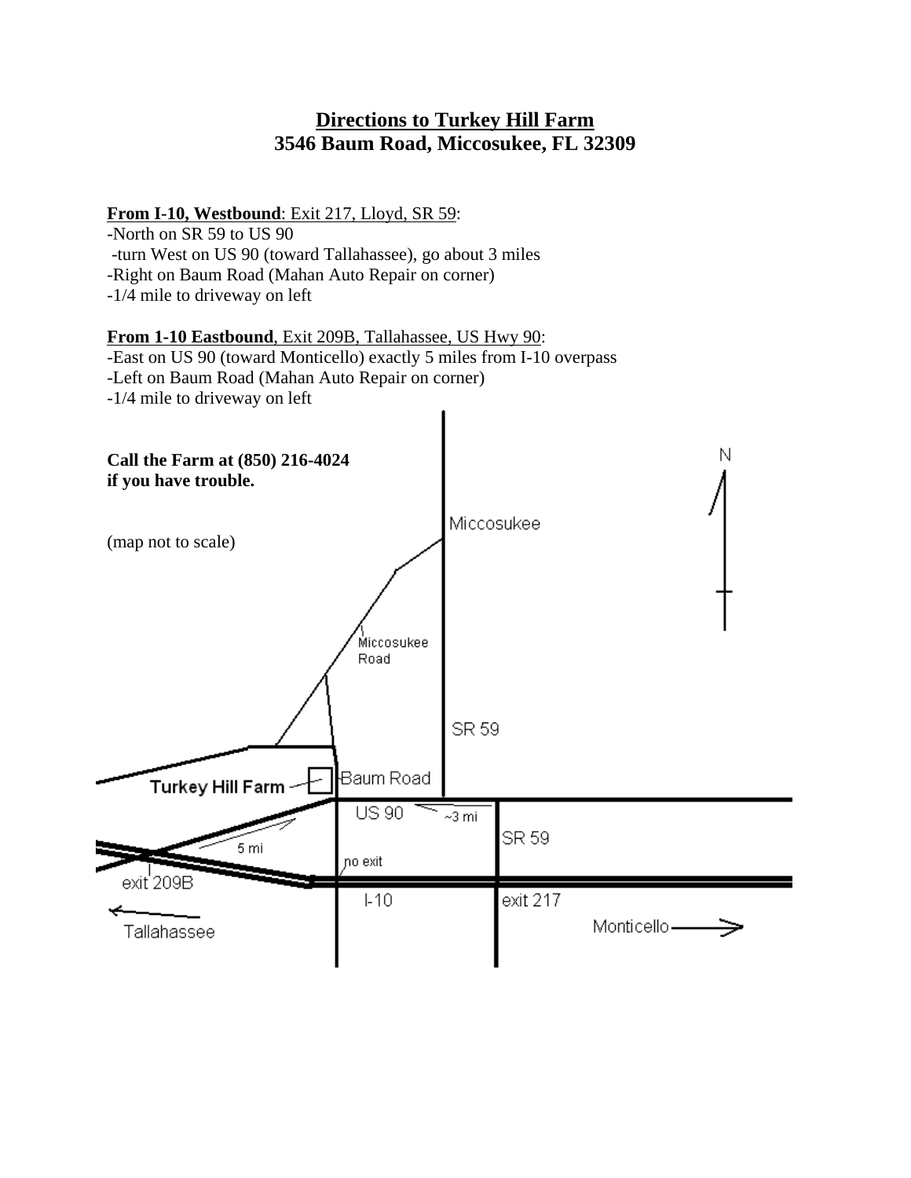# Directions to Turkey Hill Farm
## 3546 Baum Road, Miccosukee, FL 32309

**From I-10, Westbound**: Exit 217, Lloyd, SR 59:
- North on SR 59 to US 90
- turn West on US 90 (toward Tallahassee), go about 3 miles
- Right on Baum Road (Mahan Auto Repair on corner)
- 1/4 mile to driveway on left

**From 1-10 Eastbound**, Exit 209B, Tallahassee, US Hwy 90:
- East on US 90 (toward Monticello) exactly 5 miles from I-10 overpass
- Left on Baum Road (Mahan Auto Repair on corner)
- 1/4 mile to driveway on left

**Call the Farm at (850) 216-4024 if you have trouble.**

(map not to scale)

Miccosukee

Miccosukee Road

SR 59

Baum Road

Turkey Hill Farm

US 90

~3 mi

5 mi

SR 59

no exit

exit 209B

I-10

exit 217

Tallahassee

Monticello

N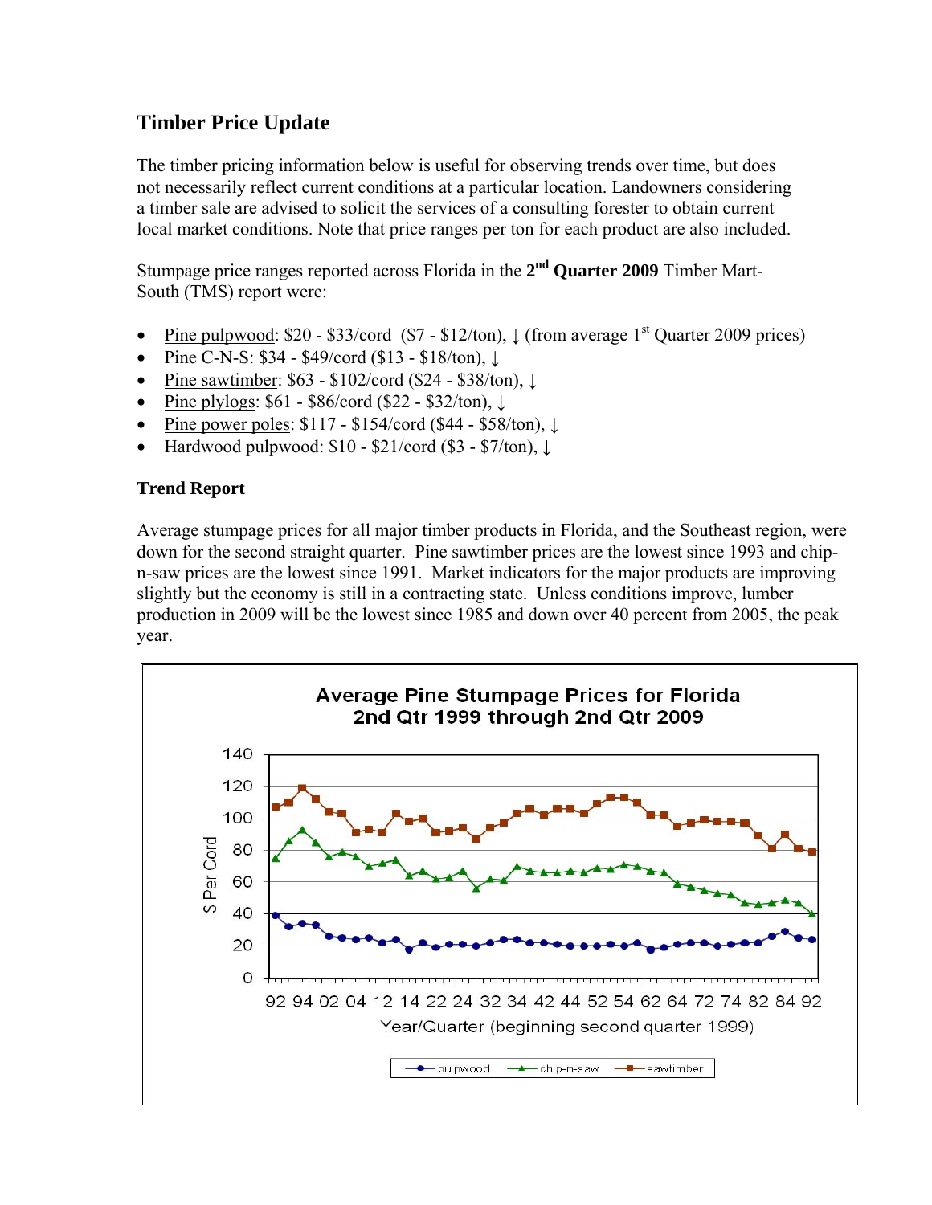## Timber Price Update

The timber pricing information below is useful for observing trends over time, but does not necessarily reflect current conditions at a particular location. Landowners considering a timber sale are advised to solicit the services of a consulting forester to obtain current local market conditions. Note that price ranges per ton for each product are also included.

Stumpage price ranges reported across Florida in the **2nd Quarter 2009** Timber Mart-South (TMS) report were:

- Pine pulpwood: $20 - $33/cord ($7 - $12/ton), ↓ (from average 1st Quarter 2009 prices)
- Pine C-N-S: $34 - $49/cord ($13 - $18/ton), ↓
- Pine sawtimber: $63 - $102/cord ($24 - $38/ton), ↓
- Pine plylogs: $61 - $86/cord ($22 - $32/ton), ↓
- Pine power poles: $117 - $154/cord ($44 - $58/ton), ↓
- Hardwood pulpwood: $10 - $21/cord ($3 - $7/ton), ↓

### Trend Report

Average stumpage prices for all major timber products in Florida, and the Southeast region, were down for the second straight quarter. Pine sawtimber prices are the lowest since 1993 and chip-n-saw prices are the lowest since 1991. Market indicators for the major products are improving slightly but the economy is still in a contracting state. Unless conditions improve, lumber production in 2009 will be the lowest since 1985 and down over 40 percent from 2005, the peak year.

**Average Pine Stumpage Prices for Florida 2nd Qtr 1999 through 2nd Qtr 2009**

(Chart: $ Per Cord vs. Year/Quarter (beginning second quarter 1999); series: pulpwood, chip-n-saw, sawtimber)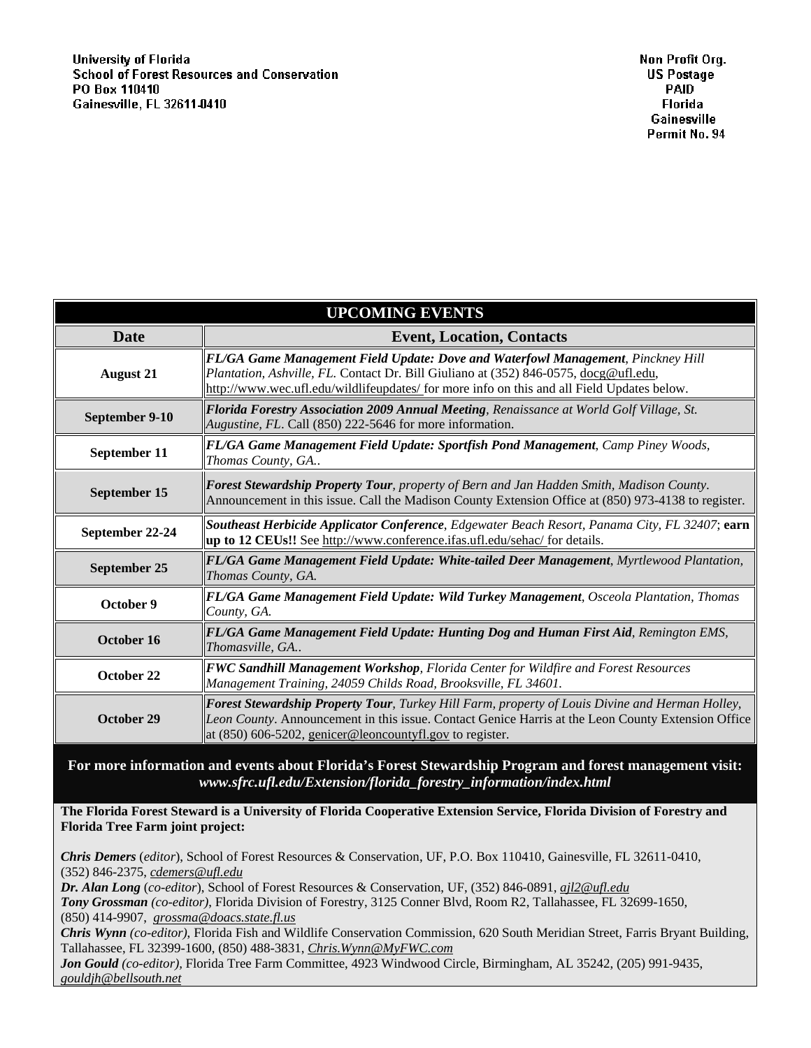University of Florida
School of Forest Resources and Conservation
PO Box 110410
Gainesville, FL 32611-0410

Non Profit Org.
US Postage
PAID
Florida
Gainesville
Permit No. 94

| UPCOMING EVENTS | |
|---|---|
| **Date** | **Event, Location, Contacts** |
| **August 21** | ***FL/GA Game Management Field Update: Dove and Waterfowl Management***, *Pinckney Hill Plantation, Ashville, FL.* Contact Dr. Bill Giuliano at (352) 846-0575, docg@ufl.edu, http://www.wec.ufl.edu/wildlifeupdates/ for more info on this and all Field Updates below. |
| **September 9-10** | ***Florida Forestry Association 2009 Annual Meeting***, *Renaissance at World Golf Village, St. Augustine, FL*. Call (850) 222-5646 for more information. |
| **September 11** | ***FL/GA Game Management Field Update: Sportfish Pond Management***, *Camp Piney Woods, Thomas County, GA..* |
| **September 15** | ***Forest Stewardship Property Tour***, *property of Bern and Jan Hadden Smith, Madison County*. Announcement in this issue. Call the Madison County Extension Office at (850) 973-4138 to register. |
| **September 22-24** | ***Southeast Herbicide Applicator Conference***, *Edgewater Beach Resort, Panama City, FL 32407*; **earn up to 12 CEUs!!** See http://www.conference.ifas.ufl.edu/sehac/ for details. |
| **September 25** | ***FL/GA Game Management Field Update: White-tailed Deer Management***, *Myrtlewood Plantation, Thomas County, GA.* |
| **October 9** | ***FL/GA Game Management Field Update: Wild Turkey Management***, *Osceola Plantation, Thomas County, GA.* |
| **October 16** | ***FL/GA Game Management Field Update: Hunting Dog and Human First Aid***, *Remington EMS, Thomasville, GA..* |
| **October 22** | ***FWC Sandhill Management Workshop***, *Florida Center for Wildfire and Forest Resources Management Training, 24059 Childs Road, Brooksville, FL 34601.* |
| **October 29** | ***Forest Stewardship Property Tour***, *Turkey Hill Farm, property of Louis Divine and Herman Holley, Leon County*. Announcement in this issue. Contact Genice Harris at the Leon County Extension Office at (850) 606-5202, genicer@leoncountyfl.gov to register. |

**For more information and events about Florida's Forest Stewardship Program and forest management visit:**
***www.sfrc.ufl.edu/Extension/florida_forestry_information/index.html***

**The Florida Forest Steward is a University of Florida Cooperative Extension Service, Florida Division of Forestry and Florida Tree Farm joint project:**

***Chris Demers*** (*editor*), School of Forest Resources & Conservation, UF, P.O. Box 110410, Gainesville, FL 32611-0410, (352) 846-2375, *cdemers@ufl.edu*
***Dr. Alan Long*** (*co-editor*), School of Forest Resources & Conservation, UF, (352) 846-0891, *ajl2@ufl.edu*
***Tony Grossman*** *(co-editor)*, Florida Division of Forestry, 3125 Conner Blvd, Room R2, Tallahassee, FL 32699-1650, (850) 414-9907, *grossma@doacs.state.fl.us*
***Chris Wynn*** *(co-editor)*, Florida Fish and Wildlife Conservation Commission, 620 South Meridian Street, Farris Bryant Building, Tallahassee, FL 32399-1600, (850) 488-3831, *Chris.Wynn@MyFWC.com*
***Jon Gould*** *(co-editor)*, Florida Tree Farm Committee, 4923 Windwood Circle, Birmingham, AL 35242, (205) 991-9435, *gouldjh@bellsouth.net*